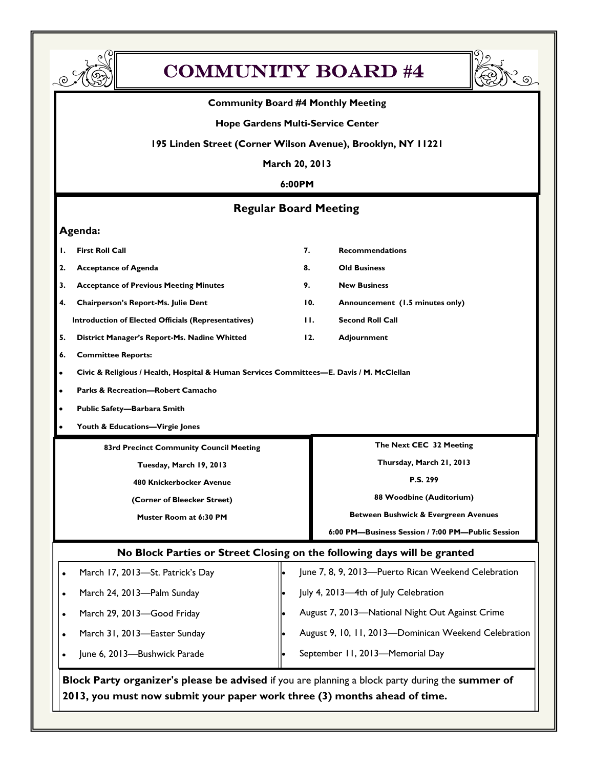# COMMUNITY BOARD #4

**Community Board #4 Monthly Meeting**

**Hope Gardens Multi-Service Center**

**195 Linden Street (Corner Wilson Avenue), Brooklyn, NY 11221**

**March 20, 2013**

**6:00PM**

## Regular Board Meeting

### Agenda:

1. **First Roll Call**
2. **Acceptance of Agenda**
3. **Acceptance of Previous Meeting Minutes**
4. **Chairperson's Report-Ms. Julie Dent**

   **Introduction of Elected Officials (Representatives)**
5. **District Manager's Report-Ms. Nadine Whitted**
6. **Committee Reports:**
   - **Civic & Religious / Health, Hospital & Human Services Committees—E. Davis / M. McClellan**
   - **Parks & Recreation—Robert Camacho**
   - **Public Safety—Barbara Smith**
   - **Youth & Educations—Virgie Jones**
7. **Recommendations**
8. **Old Business**
9. **New Business**
10. **Announcement (1.5 minutes only)**
11. **Second Roll Call**
12. **Adjournment**

**83rd Precinct Community Council Meeting**

**Tuesday, March 19, 2013**

**480 Knickerbocker Avenue**

**(Corner of Bleecker Street)**

**Muster Room at 6:30 PM**

**The Next CEC 32 Meeting**

**Thursday, March 21, 2013**

**P.S. 299**

**88 Woodbine (Auditorium)**

**Between Bushwick & Evergreen Avenues**

**6:00 PM—Business Session / 7:00 PM—Public Session**

### No Block Parties or Street Closing on the following days will be granted

- March 17, 2013—St. Patrick's Day
- March 24, 2013—Palm Sunday
- March 29, 2013—Good Friday
- March 31, 2013—Easter Sunday
- June 6, 2013—Bushwick Parade
- June 7, 8, 9, 2013—Puerto Rican Weekend Celebration
- July 4, 2013—4th of July Celebration
- August 7, 2013—National Night Out Against Crime
- August 9, 10, 11, 2013—Dominican Weekend Celebration
- September 11, 2013—Memorial Day

**Block Party organizer's please be advised** if you are planning a block party during the **summer of 2013, you must now submit your paper work three (3) months ahead of time.**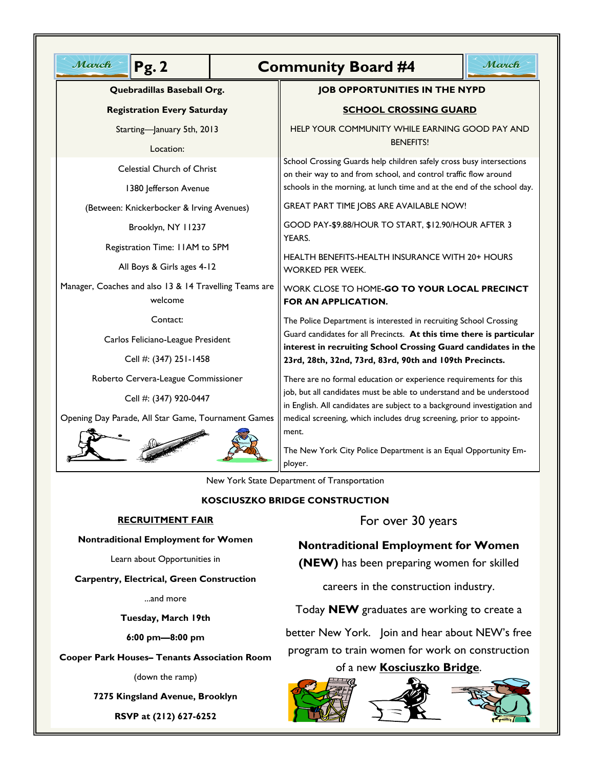## Community Board #4

March

### Quebradillas Baseball Org.

**Registration Every Saturday**

Starting—January 5th, 2013

Location:

Celestial Church of Christ

1380 Jefferson Avenue

(Between: Knickerbocker & Irving Avenues)

Brooklyn, NY 11237

Registration Time: 11AM to 5PM

All Boys & Girls ages 4-12

Manager, Coaches and also 13 & 14 Travelling Teams are welcome

Contact:

Carlos Feliciano-League President

Cell #: (347) 251-1458

Roberto Cervera-League Commissioner

Cell #: (347) 920-0447

Opening Day Parade, All Star Game, Tournament Games

### JOB OPPORTUNITIES IN THE NYPD

**SCHOOL CROSSING GUARD**

HELP YOUR COMMUNITY WHILE EARNING GOOD PAY AND BENEFITS!

School Crossing Guards help children safely cross busy intersections on their way to and from school, and control traffic flow around schools in the morning, at lunch time and at the end of the school day.

GREAT PART TIME JOBS ARE AVAILABLE NOW!

GOOD PAY-$9.88/HOUR TO START, $12.90/HOUR AFTER 3 YEARS.

HEALTH BENEFITS-HEALTH INSURANCE WITH 20+ HOURS WORKED PER WEEK.

WORK CLOSE TO HOME-**GO TO YOUR LOCAL PRECINCT FOR AN APPLICATION.**

The Police Department is interested in recruiting School Crossing Guard candidates for all Precincts. **At this time there is particular interest in recruiting School Crossing Guard candidates in the 23rd, 28th, 32nd, 73rd, 83rd, 90th and 109th Precincts.**

There are no formal education or experience requirements for this job, but all candidates must be able to understand and be understood in English. All candidates are subject to a background investigation and medical screening, which includes drug screening, prior to appointment.

The New York City Police Department is an Equal Opportunity Employer.

New York State Department of Transportation

### KOSCIUSZKO BRIDGE CONSTRUCTION

**RECRUITMENT FAIR**

**Nontraditional Employment for Women**

Learn about Opportunities in

**Carpentry, Electrical, Green Construction**

...and more

**Tuesday, March 19th**

**6:00 pm—8:00 pm**

**Cooper Park Houses– Tenants Association Room**

(down the ramp)

**7275 Kingsland Avenue, Brooklyn**

**RSVP at (212) 627-6252**

For over 30 years **Nontraditional Employment for Women (NEW)** has been preparing women for skilled careers in the construction industry.

Today **NEW** graduates are working to create a better New York. Join and hear about NEW's free program to train women for work on construction of a new **Kosciuszko Bridge**.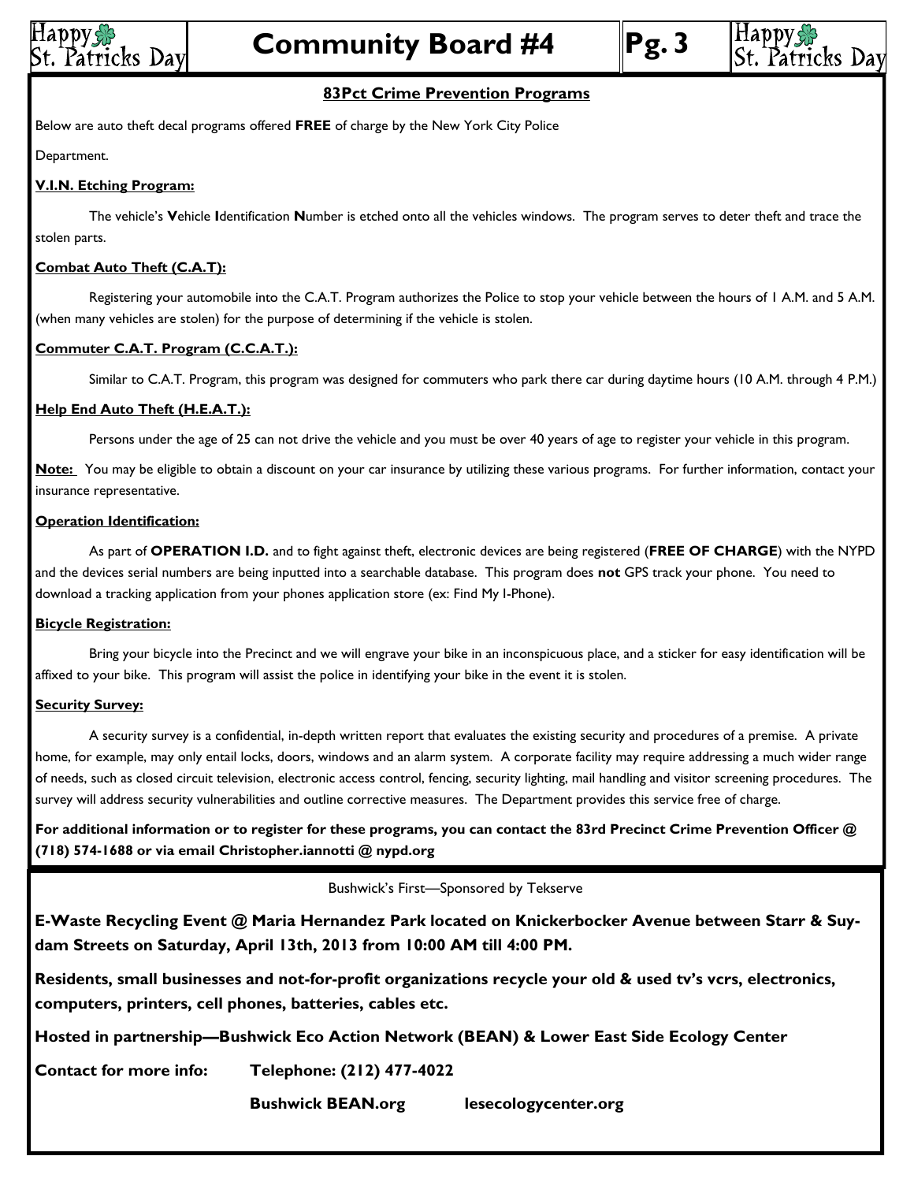## 83Pct Crime Prevention Programs

Below are auto theft decal programs offered **FREE** of charge by the New York City Police Department.

**V.I.N. Etching Program:**

The vehicle's **V**ehicle **I**dentification **N**umber is etched onto all the vehicles windows. The program serves to deter theft and trace the stolen parts.

**Combat Auto Theft (C.A.T):**

Registering your automobile into the C.A.T. Program authorizes the Police to stop your vehicle between the hours of 1 A.M. and 5 A.M. (when many vehicles are stolen) for the purpose of determining if the vehicle is stolen.

**Commuter C.A.T. Program (C.C.A.T.):**

Similar to C.A.T. Program, this program was designed for commuters who park there car during daytime hours (10 A.M. through 4 P.M.)

**Help End Auto Theft (H.E.A.T.):**

Persons under the age of 25 can not drive the vehicle and you must be over 40 years of age to register your vehicle in this program.

**Note:** You may be eligible to obtain a discount on your car insurance by utilizing these various programs. For further information, contact your insurance representative.

**Operation Identification:**

As part of **OPERATION I.D.** and to fight against theft, electronic devices are being registered (**FREE OF CHARGE**) with the NYPD and the devices serial numbers are being inputted into a searchable database. This program does **not** GPS track your phone. You need to download a tracking application from your phones application store (ex: Find My I-Phone).

**Bicycle Registration:**

Bring your bicycle into the Precinct and we will engrave your bike in an inconspicuous place, and a sticker for easy identification will be affixed to your bike. This program will assist the police in identifying your bike in the event it is stolen.

**Security Survey:**

A security survey is a confidential, in-depth written report that evaluates the existing security and procedures of a premise. A private home, for example, may only entail locks, doors, windows and an alarm system. A corporate facility may require addressing a much wider range of needs, such as closed circuit television, electronic access control, fencing, security lighting, mail handling and visitor screening procedures. The survey will address security vulnerabilities and outline corrective measures. The Department provides this service free of charge.

**For additional information or to register for these programs, you can contact the 83rd Precinct Crime Prevention Officer @ (718) 574-1688 or via email Christopher.iannotti @ nypd.org**

---

Bushwick's First—Sponsored by Tekserve

**E-Waste Recycling Event @ Maria Hernandez Park located on Knickerbocker Avenue between Starr & Suydam Streets on Saturday, April 13th, 2013 from 10:00 AM till 4:00 PM.**

**Residents, small businesses and not-for-profit organizations recycle your old & used tv's vcrs, electronics, computers, printers, cell phones, batteries, cables etc.**

**Hosted in partnership—Bushwick Eco Action Network (BEAN) & Lower East Side Ecology Center**

**Contact for more info:** **Telephone: (212) 477-4022**

**Bushwick BEAN.org** **lesecologycenter.org**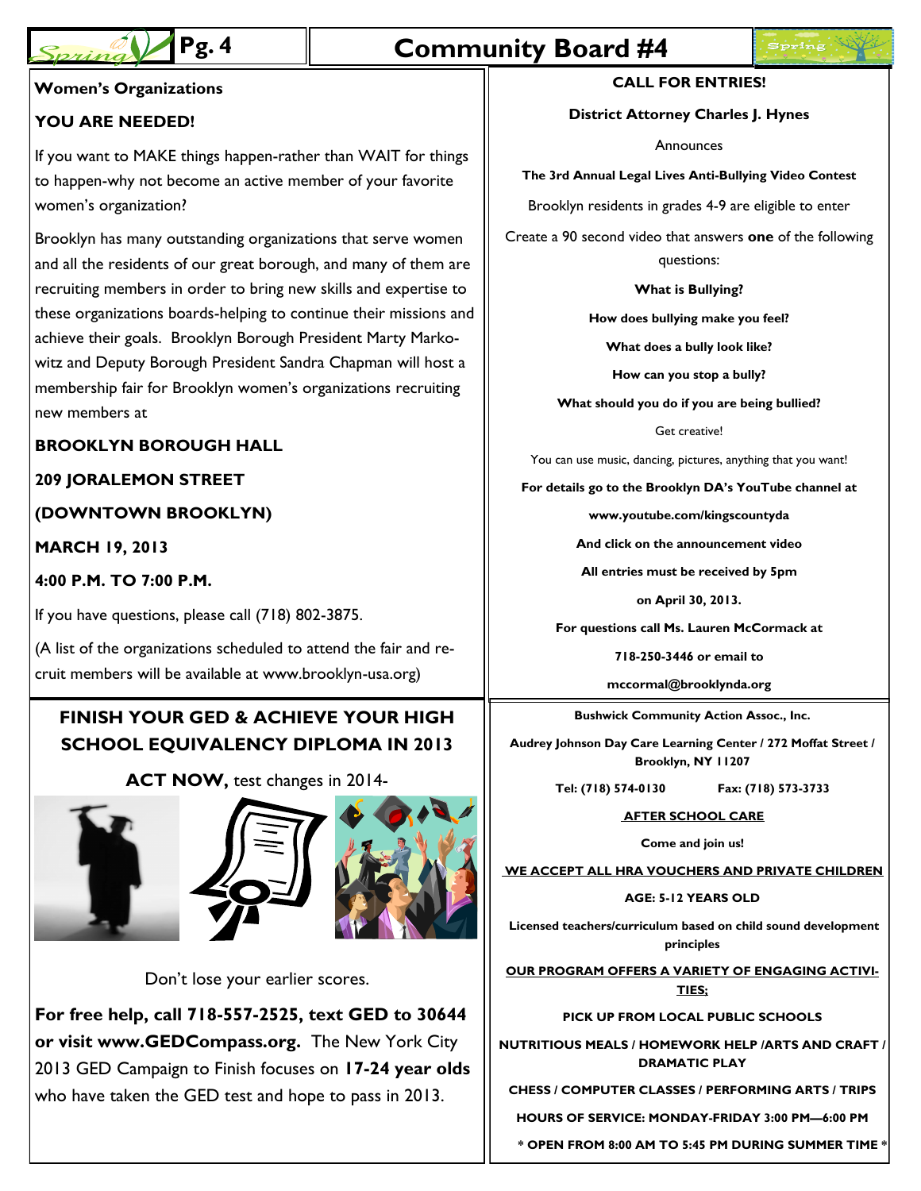## Women's Organizations

**YOU ARE NEEDED!**

If you want to MAKE things happen-rather than WAIT for things to happen-why not become an active member of your favorite women's organization?

Brooklyn has many outstanding organizations that serve women and all the residents of our great borough, and many of them are recruiting members in order to bring new skills and expertise to these organizations boards-helping to continue their missions and achieve their goals. Brooklyn Borough President Marty Markowitz and Deputy Borough President Sandra Chapman will host a membership fair for Brooklyn women's organizations recruiting new members at

**BROOKLYN BOROUGH HALL**

**209 JORALEMON STREET**

**(DOWNTOWN BROOKLYN)**

**MARCH 19, 2013**

**4:00 P.M. TO 7:00 P.M.**

If you have questions, please call (718) 802-3875.

(A list of the organizations scheduled to attend the fair and recruit members will be available at www.brooklyn-usa.org)

## FINISH YOUR GED & ACHIEVE YOUR HIGH SCHOOL EQUIVALENCY DIPLOMA IN 2013

**ACT NOW,** test changes in 2014-

Don't lose your earlier scores.

**For free help, call 718-557-2525, text GED to 30644 or visit www.GEDCompass.org.** The New York City 2013 GED Campaign to Finish focuses on **17-24 year olds** who have taken the GED test and hope to pass in 2013.

## CALL FOR ENTRIES!

**District Attorney Charles J. Hynes**

Announces

**The 3rd Annual Legal Lives Anti-Bullying Video Contest**

Brooklyn residents in grades 4-9 are eligible to enter

Create a 90 second video that answers **one** of the following questions:

**What is Bullying?**

**How does bullying make you feel?**

**What does a bully look like?**

**How can you stop a bully?**

**What should you do if you are being bullied?**

Get creative!

You can use music, dancing, pictures, anything that you want!

**For details go to the Brooklyn DA's YouTube channel at**

**www.youtube.com/kingscountyda**

**And click on the announcement video**

**All entries must be received by 5pm**

**on April 30, 2013.**

**For questions call Ms. Lauren McCormack at**

**718-250-3446 or email to**

**mccormal@brooklynda.org**

**Bushwick Community Action Assoc., Inc.**

**Audrey Johnson Day Care Learning Center / 272 Moffat Street / Brooklyn, NY 11207**

**Tel: (718) 574-0130 Fax: (718) 573-3733**

**AFTER SCHOOL CARE**

**Come and join us!**

**WE ACCEPT ALL HRA VOUCHERS AND PRIVATE CHILDREN**

**AGE: 5-12 YEARS OLD**

**Licensed teachers/curriculum based on child sound development principles**

**OUR PROGRAM OFFERS A VARIETY OF ENGAGING ACTIVITIES;**

**PICK UP FROM LOCAL PUBLIC SCHOOLS**

**NUTRITIOUS MEALS / HOMEWORK HELP /ARTS AND CRAFT / DRAMATIC PLAY**

**CHESS / COMPUTER CLASSES / PERFORMING ARTS / TRIPS**

**HOURS OF SERVICE: MONDAY-FRIDAY 3:00 PM—6:00 PM**

**\* OPEN FROM 8:00 AM TO 5:45 PM DURING SUMMER TIME \***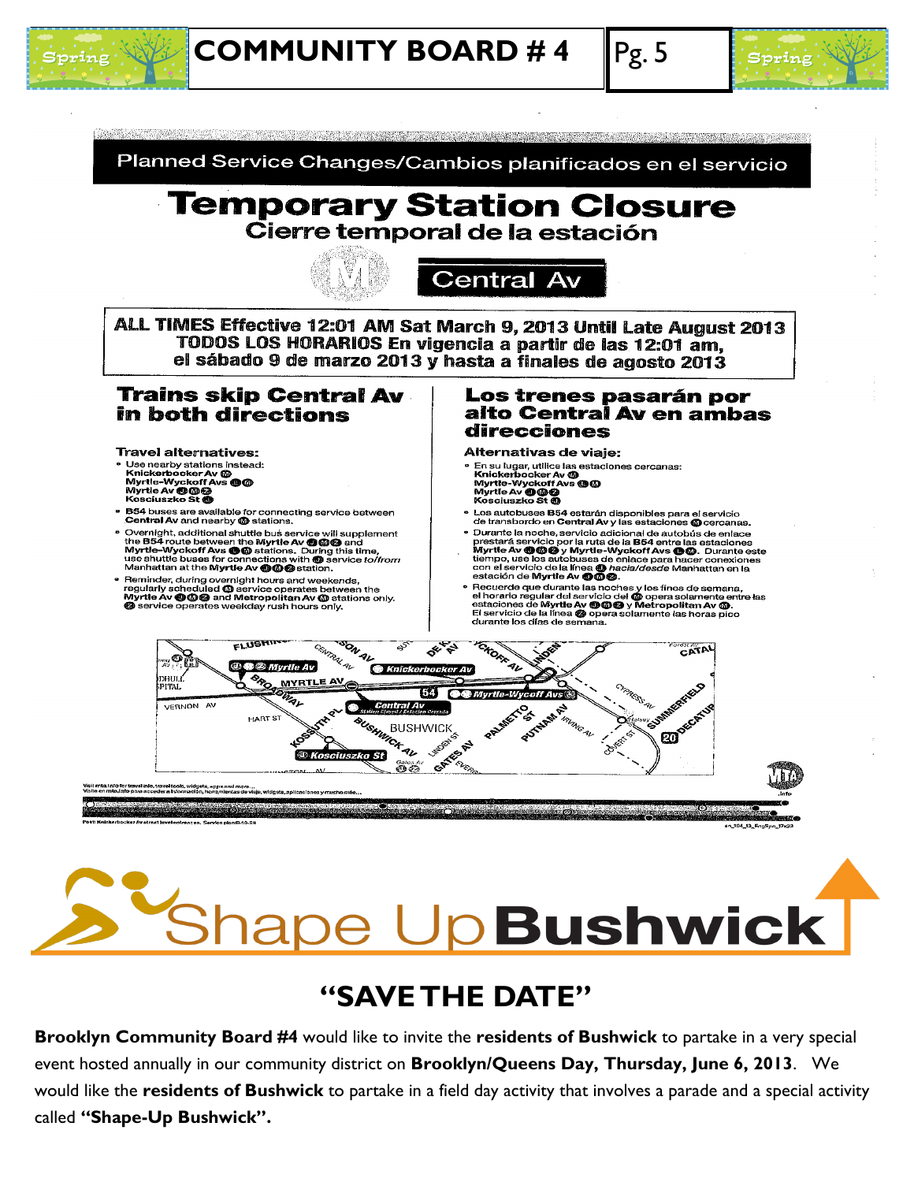Planned Service Changes/Cambios planificados en el servicio

# Temporary Station Closure

## Cierre temporal de la estación

M **Central Av**

**ALL TIMES Effective 12:01 AM Sat March 9, 2013 Until Late August 2013**
**TODOS LOS HORARIOS En vigencia a partir de las 12:01 am, el sábado 9 de marzo 2013 y hasta a finales de agosto 2013**

### Trains skip Central Av in both directions

**Travel alternatives:**

- Use nearby stations instead:
  **Knickerbocker Av** M
  **Myrtle-Wyckoff Avs** L M
  **Myrtle Av** J M Z
  **Kosciuszko St** J
- **B54** buses are available for connecting service between **Central Av** and nearby M stations.
- Overnight, additional shuttle bus service will supplement the **B54** route between the **Myrtle Av** J M Z and **Myrtle-Wyckoff Avs** L M stations. During this time, use shuttle buses for connections with J service *to/from* Manhattan at the **Myrtle Av** J M Z station.
- Reminder, during overnight hours and weekends, regularly scheduled M service operates between the **Myrtle Av** J M Z and **Metropolitan Av** M stations only. Z service operates weekday rush hours only.

### Los trenes pasarán por alto Central Av en ambas direcciones

**Alternativas de viaje:**

- En su lugar, utilice las estaciones cercanas:
  **Knickerbocker Av** M
  **Myrtle-Wyckoff Avs** L M
  **Myrtle Av** J M Z
  **Kosciuszko St** J
- Los autobuses **B54** estarán disponibles para el servicio de transbordo en **Central Av** y las estaciones M cercanas.
- Durante la noche, servicio adicional de autobús de enlace prestará servicio por la ruta de la **B54** entre las estaciones **Myrtle Av** J M Z y **Myrtle-Wyckoff Avs** L M. Durante este tiempo, use los autobuses de enlace para hacer conexiones con el servicio de la línea J *hacia/desde* Manhattan en la estación de **Myrtle Av** J M Z.
- Recuerde que durante las noches y los fines de semana, el horario regular del servicio del M opera solamente entre las estaciones de **Myrtle Av** J M Z y **Metropolitan Av** M. El servicio de la línea Z opera solamente las horas pico durante los días de semana.

Visit mta.info for travel info, travel tools, widgets, apps and more...
Visite en mta.info para acceder a información, herramientas de viaje, widgets, aplicaciones y mucho más...

# Shape Up Bushwick

## "SAVE THE DATE"

**Brooklyn Community Board #4** would like to invite the **residents of Bushwick** to partake in a very special event hosted annually in our community district on **Brooklyn/Queens Day, Thursday, June 6, 2013**. We would like the **residents of Bushwick** to partake in a field day activity that involves a parade and a special activity called **"Shape-Up Bushwick".**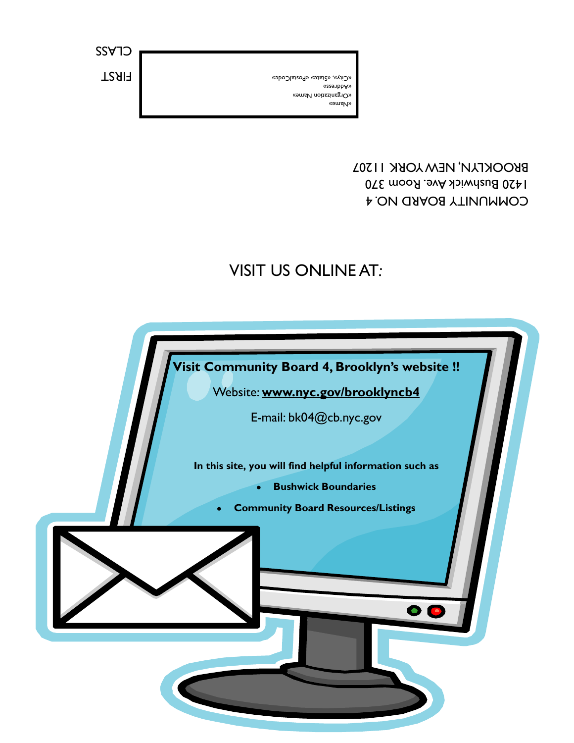FIRST CLASS

«Name»
«Organization Name»
«Address»
«City», «State» «PostalCode»

COMMUNITY BOARD NO. 4
1420 Bushwick Ave. Room 370
BROOKLYN, NEW YORK 11207

VISIT US ONLINE AT:

**Visit Community Board 4, Brooklyn's website !!**

Website: **www.nyc.gov/brooklyncb4**

E-mail: bk04@cb.nyc.gov

**In this site, you will find helpful information such as**

- **Bushwick Boundaries**
- **Community Board Resources/Listings**